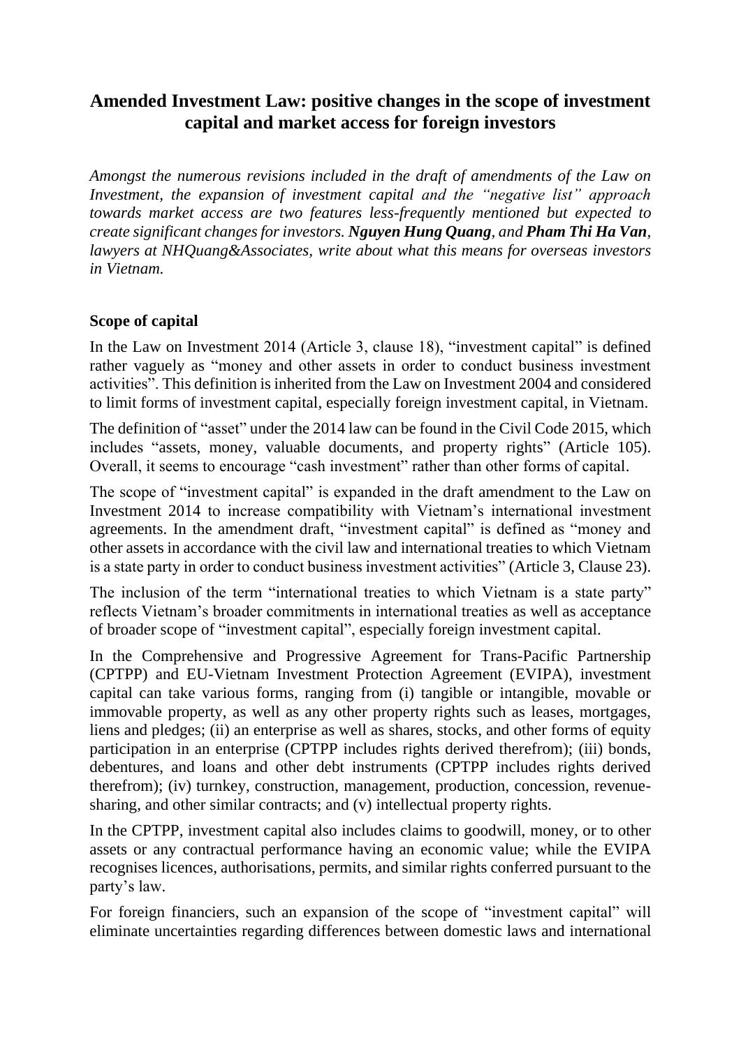# Amended Investment Law: positive changes in the scope of investment capital and market access for foreign investors

*Amongst the numerous revisions included in the draft of amendments of the Law on Investment, the expansion of investment capital and the "negative list" approach towards market access are two features less-frequently mentioned but expected to create significant changes for investors.* ***Nguyen Hung Quang****, and* ***Pham Thi Ha Van****, lawyers at NHQuang&Associates, write about what this means for overseas investors in Vietnam.*

## Scope of capital

In the Law on Investment 2014 (Article 3, clause 18), "investment capital" is defined rather vaguely as "money and other assets in order to conduct business investment activities". This definition is inherited from the Law on Investment 2004 and considered to limit forms of investment capital, especially foreign investment capital, in Vietnam.

The definition of "asset" under the 2014 law can be found in the Civil Code 2015, which includes "assets, money, valuable documents, and property rights" (Article 105). Overall, it seems to encourage "cash investment" rather than other forms of capital.

The scope of "investment capital" is expanded in the draft amendment to the Law on Investment 2014 to increase compatibility with Vietnam's international investment agreements. In the amendment draft, "investment capital" is defined as "money and other assets in accordance with the civil law and international treaties to which Vietnam is a state party in order to conduct business investment activities" (Article 3, Clause 23).

The inclusion of the term "international treaties to which Vietnam is a state party" reflects Vietnam's broader commitments in international treaties as well as acceptance of broader scope of "investment capital", especially foreign investment capital.

In the Comprehensive and Progressive Agreement for Trans-Pacific Partnership (CPTPP) and EU-Vietnam Investment Protection Agreement (EVIPA), investment capital can take various forms, ranging from (i) tangible or intangible, movable or immovable property, as well as any other property rights such as leases, mortgages, liens and pledges; (ii) an enterprise as well as shares, stocks, and other forms of equity participation in an enterprise (CPTPP includes rights derived therefrom); (iii) bonds, debentures, and loans and other debt instruments (CPTPP includes rights derived therefrom); (iv) turnkey, construction, management, production, concession, revenue-sharing, and other similar contracts; and (v) intellectual property rights.

In the CPTPP, investment capital also includes claims to goodwill, money, or to other assets or any contractual performance having an economic value; while the EVIPA recognises licences, authorisations, permits, and similar rights conferred pursuant to the party's law.

For foreign financiers, such an expansion of the scope of "investment capital" will eliminate uncertainties regarding differences between domestic laws and international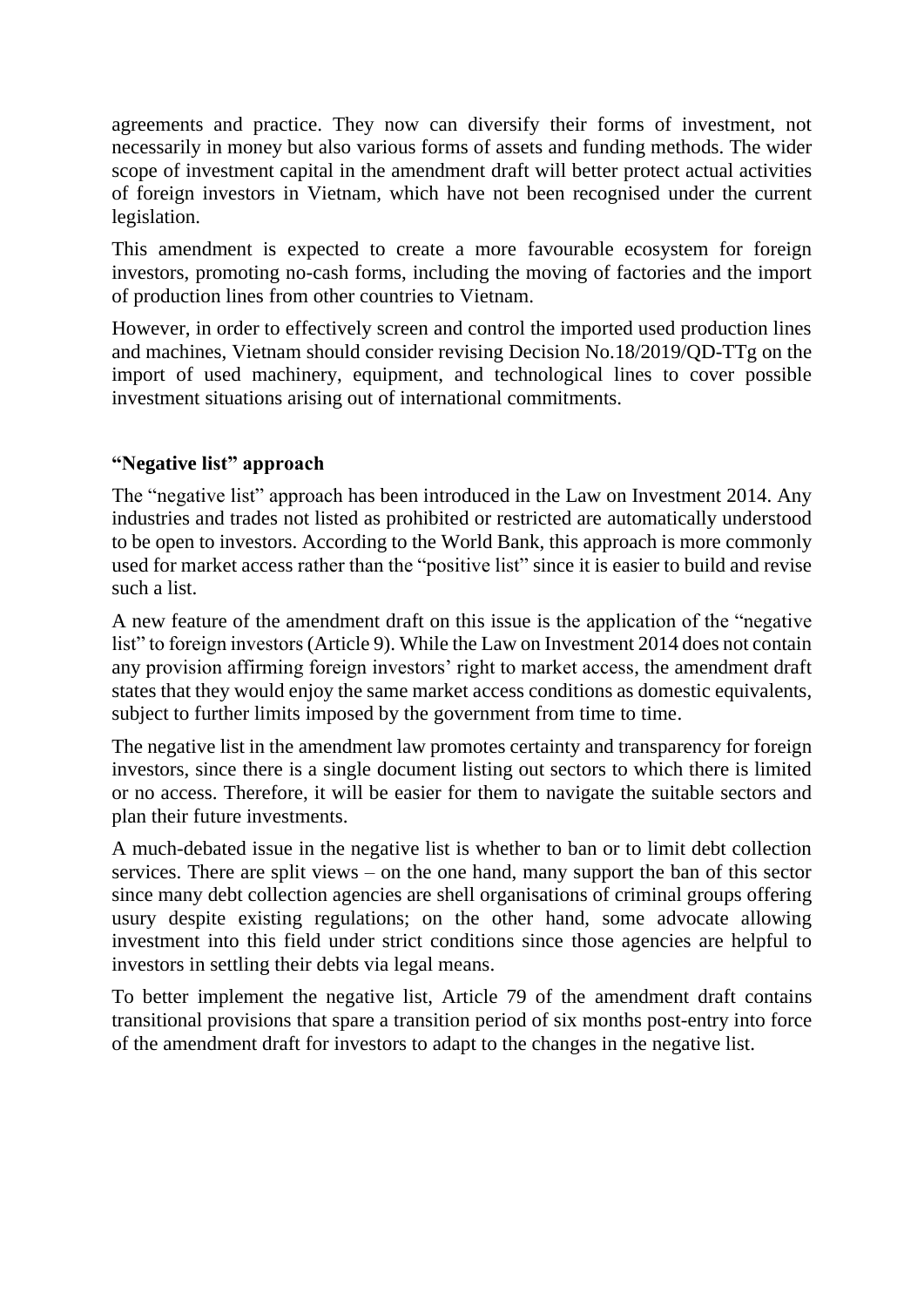agreements and practice. They now can diversify their forms of investment, not necessarily in money but also various forms of assets and funding methods. The wider scope of investment capital in the amendment draft will better protect actual activities of foreign investors in Vietnam, which have not been recognised under the current legislation.

This amendment is expected to create a more favourable ecosystem for foreign investors, promoting no-cash forms, including the moving of factories and the import of production lines from other countries to Vietnam.

However, in order to effectively screen and control the imported used production lines and machines, Vietnam should consider revising Decision No.18/2019/QD-TTg on the import of used machinery, equipment, and technological lines to cover possible investment situations arising out of international commitments.

**"Negative list" approach**

The "negative list" approach has been introduced in the Law on Investment 2014. Any industries and trades not listed as prohibited or restricted are automatically understood to be open to investors. According to the World Bank, this approach is more commonly used for market access rather than the "positive list" since it is easier to build and revise such a list.

A new feature of the amendment draft on this issue is the application of the "negative list" to foreign investors (Article 9). While the Law on Investment 2014 does not contain any provision affirming foreign investors' right to market access, the amendment draft states that they would enjoy the same market access conditions as domestic equivalents, subject to further limits imposed by the government from time to time.

The negative list in the amendment law promotes certainty and transparency for foreign investors, since there is a single document listing out sectors to which there is limited or no access. Therefore, it will be easier for them to navigate the suitable sectors and plan their future investments.

A much-debated issue in the negative list is whether to ban or to limit debt collection services. There are split views – on the one hand, many support the ban of this sector since many debt collection agencies are shell organisations of criminal groups offering usury despite existing regulations; on the other hand, some advocate allowing investment into this field under strict conditions since those agencies are helpful to investors in settling their debts via legal means.

To better implement the negative list, Article 79 of the amendment draft contains transitional provisions that spare a transition period of six months post-entry into force of the amendment draft for investors to adapt to the changes in the negative list.